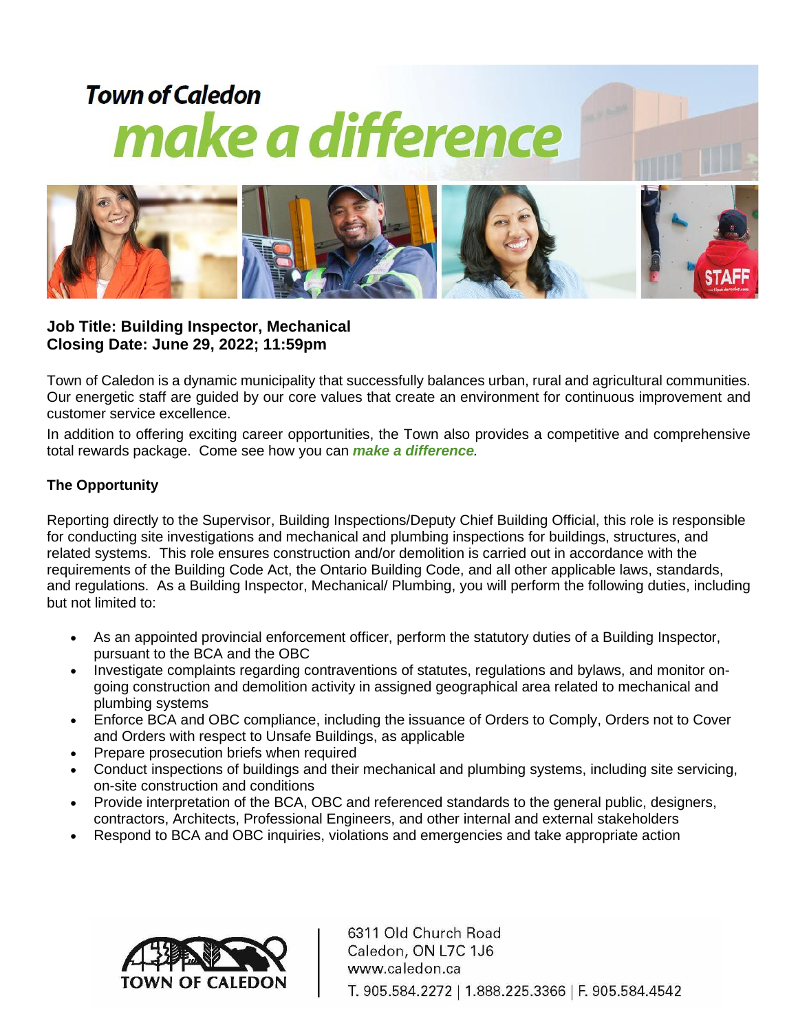# Town of Caledon

## *make a difference*

**Job Title: Building Inspector, Mechanical**
**Closing Date: June 29, 2022; 11:59pm**

Town of Caledon is a dynamic municipality that successfully balances urban, rural and agricultural communities. Our energetic staff are guided by our core values that create an environment for continuous improvement and customer service excellence.

In addition to offering exciting career opportunities, the Town also provides a competitive and comprehensive total rewards package. Come see how you can ***make a difference****.*

**The Opportunity**

Reporting directly to the Supervisor, Building Inspections/Deputy Chief Building Official, this role is responsible for conducting site investigations and mechanical and plumbing inspections for buildings, structures, and related systems. This role ensures construction and/or demolition is carried out in accordance with the requirements of the Building Code Act, the Ontario Building Code, and all other applicable laws, standards, and regulations. As a Building Inspector, Mechanical/ Plumbing, you will perform the following duties, including but not limited to:

- As an appointed provincial enforcement officer, perform the statutory duties of a Building Inspector, pursuant to the BCA and the OBC
- Investigate complaints regarding contraventions of statutes, regulations and bylaws, and monitor on-going construction and demolition activity in assigned geographical area related to mechanical and plumbing systems
- Enforce BCA and OBC compliance, including the issuance of Orders to Comply, Orders not to Cover and Orders with respect to Unsafe Buildings, as applicable
- Prepare prosecution briefs when required
- Conduct inspections of buildings and their mechanical and plumbing systems, including site servicing, on-site construction and conditions
- Provide interpretation of the BCA, OBC and referenced standards to the general public, designers, contractors, Architects, Professional Engineers, and other internal and external stakeholders
- Respond to BCA and OBC inquiries, violations and emergencies and take appropriate action

TOWN OF CALEDON

6311 Old Church Road
Caledon, ON L7C 1J6
www.caledon.ca
T. 905.584.2272 | 1.888.225.3366 | F. 905.584.4542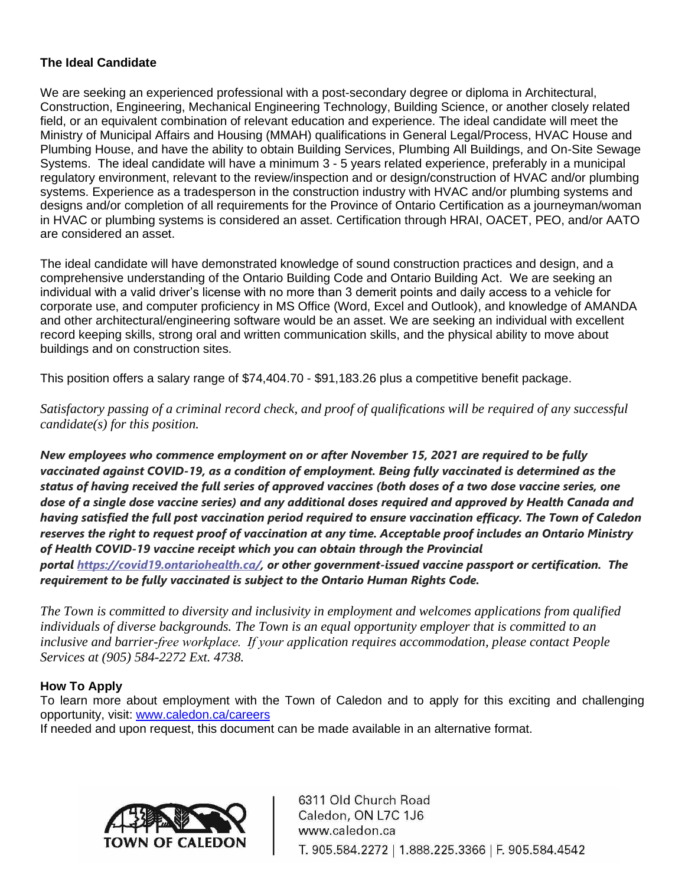### The Ideal Candidate

We are seeking an experienced professional with a post-secondary degree or diploma in Architectural, Construction, Engineering, Mechanical Engineering Technology, Building Science, or another closely related field, or an equivalent combination of relevant education and experience. The ideal candidate will meet the Ministry of Municipal Affairs and Housing (MMAH) qualifications in General Legal/Process, HVAC House and Plumbing House, and have the ability to obtain Building Services, Plumbing All Buildings, and On-Site Sewage Systems. The ideal candidate will have a minimum 3 - 5 years related experience, preferably in a municipal regulatory environment, relevant to the review/inspection and or design/construction of HVAC and/or plumbing systems. Experience as a tradesperson in the construction industry with HVAC and/or plumbing systems and designs and/or completion of all requirements for the Province of Ontario Certification as a journeyman/woman in HVAC or plumbing systems is considered an asset. Certification through HRAI, OACET, PEO, and/or AATO are considered an asset.

The ideal candidate will have demonstrated knowledge of sound construction practices and design, and a comprehensive understanding of the Ontario Building Code and Ontario Building Act. We are seeking an individual with a valid driver's license with no more than 3 demerit points and daily access to a vehicle for corporate use, and computer proficiency in MS Office (Word, Excel and Outlook), and knowledge of AMANDA and other architectural/engineering software would be an asset. We are seeking an individual with excellent record keeping skills, strong oral and written communication skills, and the physical ability to move about buildings and on construction sites.

This position offers a salary range of $74,404.70 - $91,183.26 plus a competitive benefit package.

*Satisfactory passing of a criminal record check, and proof of qualifications will be required of any successful candidate(s) for this position.*

***New employees who commence employment on or after November 15, 2021 are required to be fully vaccinated against COVID-19, as a condition of employment. Being fully vaccinated is determined as the status of having received the full series of approved vaccines (both doses of a two dose vaccine series, one dose of a single dose vaccine series) and any additional doses required and approved by Health Canada and having satisfied the full post vaccination period required to ensure vaccination efficacy. The Town of Caledon reserves the right to request proof of vaccination at any time. Acceptable proof includes an Ontario Ministry of Health COVID-19 vaccine receipt which you can obtain through the Provincial portal [https://covid19.ontariohealth.ca/](https://covid19.ontariohealth.ca/), or other government-issued vaccine passport or certification. The requirement to be fully vaccinated is subject to the Ontario Human Rights Code.***

*The Town is committed to diversity and inclusivity in employment and welcomes applications from qualified individuals of diverse backgrounds. The Town is an equal opportunity employer that is committed to an inclusive and barrier-free workplace. If your application requires accommodation, please contact People Services at (905) 584-2272 Ext. 4738.*

### How To Apply

To learn more about employment with the Town of Caledon and to apply for this exciting and challenging opportunity, visit: [www.caledon.ca/careers](http://www.caledon.ca/careers)

If needed and upon request, this document can be made available in an alternative format.

TOWN OF CALEDON

6311 Old Church Road
Caledon, ON L7C 1J6
www.caledon.ca
T. 905.584.2272 | 1.888.225.3366 | F. 905.584.4542